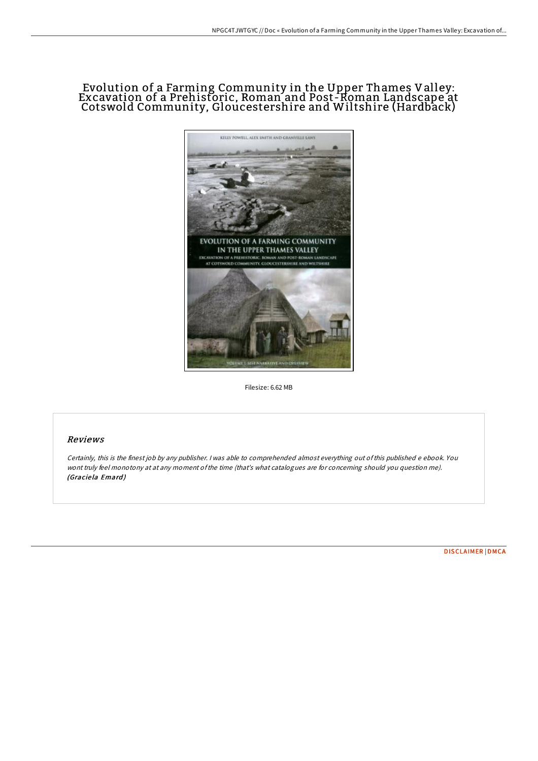# Evolution of a Farming Community in the Upper Thames Valley: Excavation of a Prehistoric, Roman and Post-Roman Landscape at Cotswold Community, Gloucestershire and Wiltshire (Hardback)

Filesize: 6.62 MB

## Reviews

*Certainly, this is the finest job by any publisher. I was able to comprehended almost everything out of this published e ebook. You wont truly feel monotony at at any moment of the time (that's what catalogues are for concerning should you question me).* ***(Graciela Emard)***

DISCLAIMER | DMCA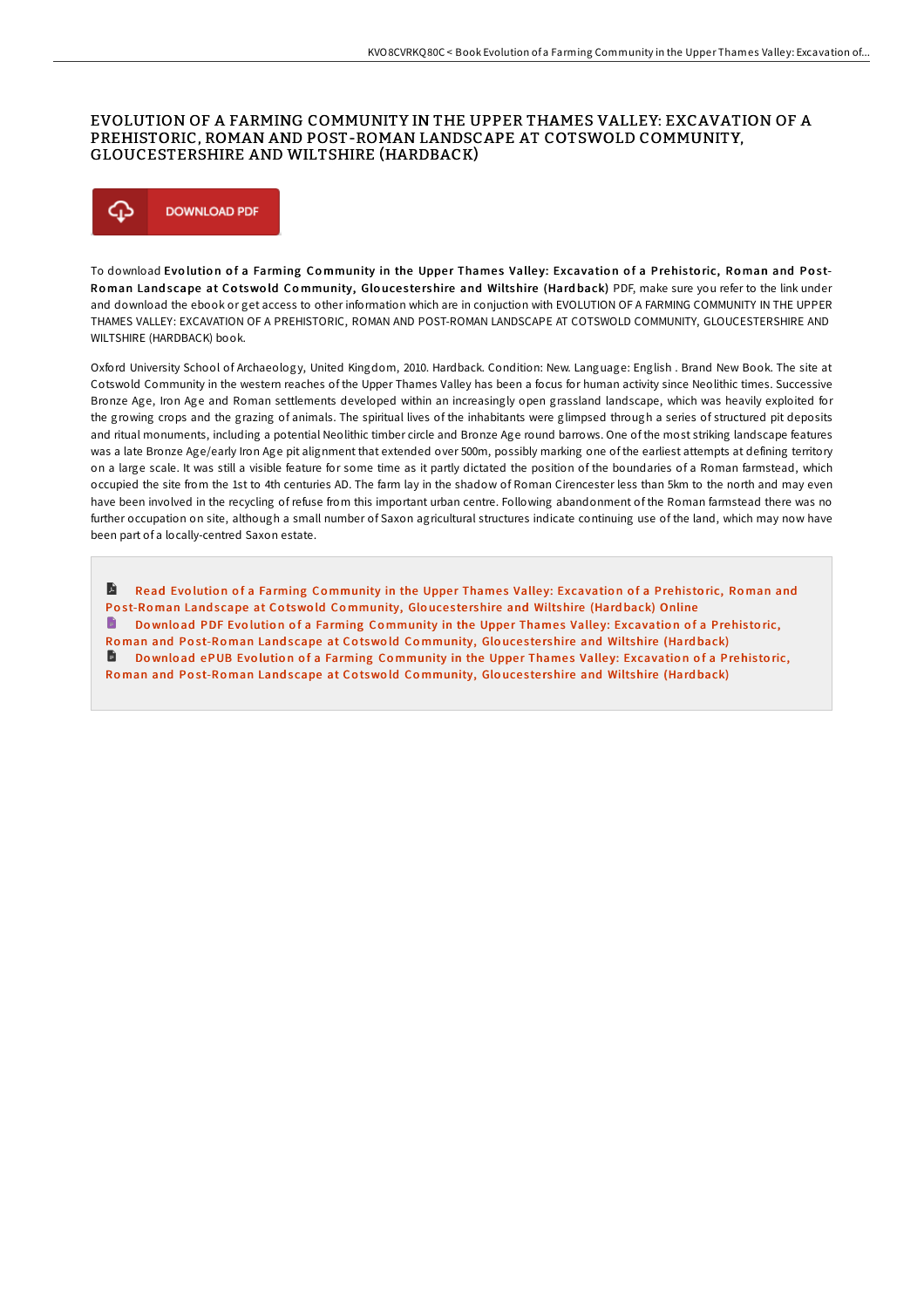# EVOLUTION OF A FARMING COMMUNITY IN THE UPPER THAMES VALLEY: EXCAVATION OF A PREHISTORIC, ROMAN AND POST-ROMAN LANDSCAPE AT COTSWOLD COMMUNITY, GLOUCESTERSHIRE AND WILTSHIRE (HARDBACK)

DOWNLOAD PDF

To download **Evolution of a Farming Community in the Upper Thames Valley: Excavation of a Prehistoric, Roman and Post-Roman Landscape at Cotswold Community, Gloucestershire and Wiltshire (Hardback)** PDF, make sure you refer to the link under and download the ebook or get access to other information which are in conjuction with EVOLUTION OF A FARMING COMMUNITY IN THE UPPER THAMES VALLEY: EXCAVATION OF A PREHISTORIC, ROMAN AND POST-ROMAN LANDSCAPE AT COTSWOLD COMMUNITY, GLOUCESTERSHIRE AND WILTSHIRE (HARDBACK) book.

Oxford University School of Archaeology, United Kingdom, 2010. Hardback. Condition: New. Language: English . Brand New Book. The site at Cotswold Community in the western reaches of the Upper Thames Valley has been a focus for human activity since Neolithic times. Successive Bronze Age, Iron Age and Roman settlements developed within an increasingly open grassland landscape, which was heavily exploited for the growing crops and the grazing of animals. The spiritual lives of the inhabitants were glimpsed through a series of structured pit deposits and ritual monuments, including a potential Neolithic timber circle and Bronze Age round barrows. One of the most striking landscape features was a late Bronze Age/early Iron Age pit alignment that extended over 500m, possibly marking one of the earliest attempts at defining territory on a large scale. It was still a visible feature for some time as it partly dictated the position of the boundaries of a Roman farmstead, which occupied the site from the 1st to 4th centuries AD. The farm lay in the shadow of Roman Cirencester less than 5km to the north and may even have been involved in the recycling of refuse from this important urban centre. Following abandonment of the Roman farmstead there was no further occupation on site, although a small number of Saxon agricultural structures indicate continuing use of the land, which may now have been part of a locally-centred Saxon estate.

- Read Evolution of a Farming Community in the Upper Thames Valley: Excavation of a Prehistoric, Roman and Post-Roman Landscape at Cotswold Community, Gloucestershire and Wiltshire (Hardback) Online
- Download PDF Evolution of a Farming Community in the Upper Thames Valley: Excavation of a Prehistoric, Roman and Post-Roman Landscape at Cotswold Community, Gloucestershire and Wiltshire (Hardback)
- Download ePUB Evolution of a Farming Community in the Upper Thames Valley: Excavation of a Prehistoric, Roman and Post-Roman Landscape at Cotswold Community, Gloucestershire and Wiltshire (Hardback)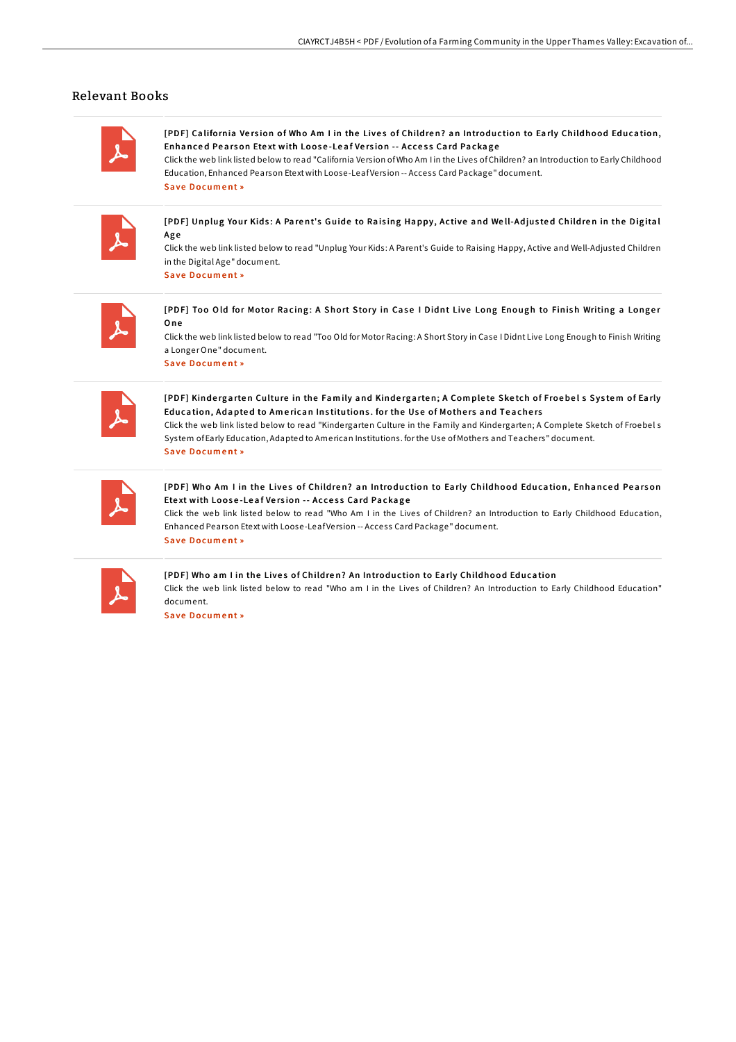## Relevant Books

[PDF] California Version of Who Am I in the Lives of Children? an Introduction to Early Childhood Education, Enhanced Pearson Etext with Loose-Leaf Version -- Access Card Package

Click the web link listed below to read "California Version of Who Am I in the Lives of Children? an Introduction to Early Childhood Education, Enhanced Pearson Etext with Loose-Leaf Version -- Access Card Package" document.

Save Document »

[PDF] Unplug Your Kids: A Parent's Guide to Raising Happy, Active and Well-Adjusted Children in the Digital Age

Click the web link listed below to read "Unplug Your Kids: A Parent's Guide to Raising Happy, Active and Well-Adjusted Children in the Digital Age" document.

Save Document »

[PDF] Too Old for Motor Racing: A Short Story in Case I Didnt Live Long Enough to Finish Writing a Longer One

Click the web link listed below to read "Too Old for Motor Racing: A Short Story in Case I Didnt Live Long Enough to Finish Writing a Longer One" document.

Save Document »

[PDF] Kindergarten Culture in the Family and Kindergarten; A Complete Sketch of Froebel s System of Early Education, Adapted to American Institutions. for the Use of Mothers and Teachers

Click the web link listed below to read "Kindergarten Culture in the Family and Kindergarten; A Complete Sketch of Froebel s System of Early Education, Adapted to American Institutions. for the Use of Mothers and Teachers" document.

Save Document »

[PDF] Who Am I in the Lives of Children? an Introduction to Early Childhood Education, Enhanced Pearson Etext with Loose-Leaf Version -- Access Card Package

Click the web link listed below to read "Who Am I in the Lives of Children? an Introduction to Early Childhood Education, Enhanced Pearson Etext with Loose-Leaf Version -- Access Card Package" document.

Save Document »

[PDF] Who am I in the Lives of Children? An Introduction to Early Childhood Education

Click the web link listed below to read "Who am I in the Lives of Children? An Introduction to Early Childhood Education" document.

Save Document »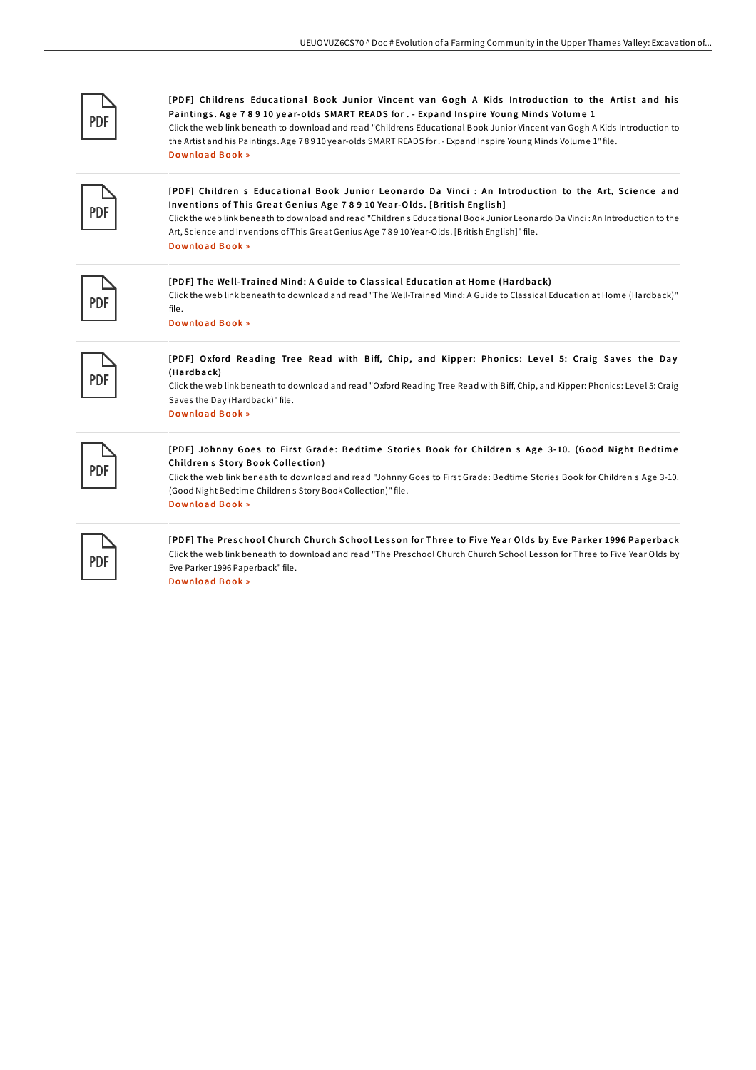[PDF] Childrens Educational Book Junior Vincent van Gogh A Kids Introduction to the Artist and his Paintings. Age 7 8 9 10 year-olds SMART READS for . - Expand Inspire Young Minds Volume 1

Click the web link beneath to download and read "Childrens Educational Book Junior Vincent van Gogh A Kids Introduction to the Artist and his Paintings. Age 7 8 9 10 year-olds SMART READS for . - Expand Inspire Young Minds Volume 1" file.

Download Book »

[PDF] Children s Educational Book Junior Leonardo Da Vinci : An Introduction to the Art, Science and Inventions of This Great Genius Age 7 8 9 10 Year-Olds. [British English]

Click the web link beneath to download and read "Children s Educational Book Junior Leonardo Da Vinci : An Introduction to the Art, Science and Inventions of This Great Genius Age 7 8 9 10 Year-Olds. [British English]" file.

Download Book »

[PDF] The Well-Trained Mind: A Guide to Classical Education at Home (Hardback)

Click the web link beneath to download and read "The Well-Trained Mind: A Guide to Classical Education at Home (Hardback)" file.

Download Book »

[PDF] Oxford Reading Tree Read with Biff, Chip, and Kipper: Phonics: Level 5: Craig Saves the Day (Hardback)

Click the web link beneath to download and read "Oxford Reading Tree Read with Biff, Chip, and Kipper: Phonics: Level 5: Craig Saves the Day (Hardback)" file.

Download Book »

[PDF] Johnny Goes to First Grade: Bedtime Stories Book for Children s Age 3-10. (Good Night Bedtime Children s Story Book Collection)

Click the web link beneath to download and read "Johnny Goes to First Grade: Bedtime Stories Book for Children s Age 3-10. (Good Night Bedtime Children s Story Book Collection)" file.

Download Book »

[PDF] The Preschool Church Church School Lesson for Three to Five Year Olds by Eve Parker 1996 Paperback

Click the web link beneath to download and read "The Preschool Church Church School Lesson for Three to Five Year Olds by Eve Parker 1996 Paperback" file.

Download Book »